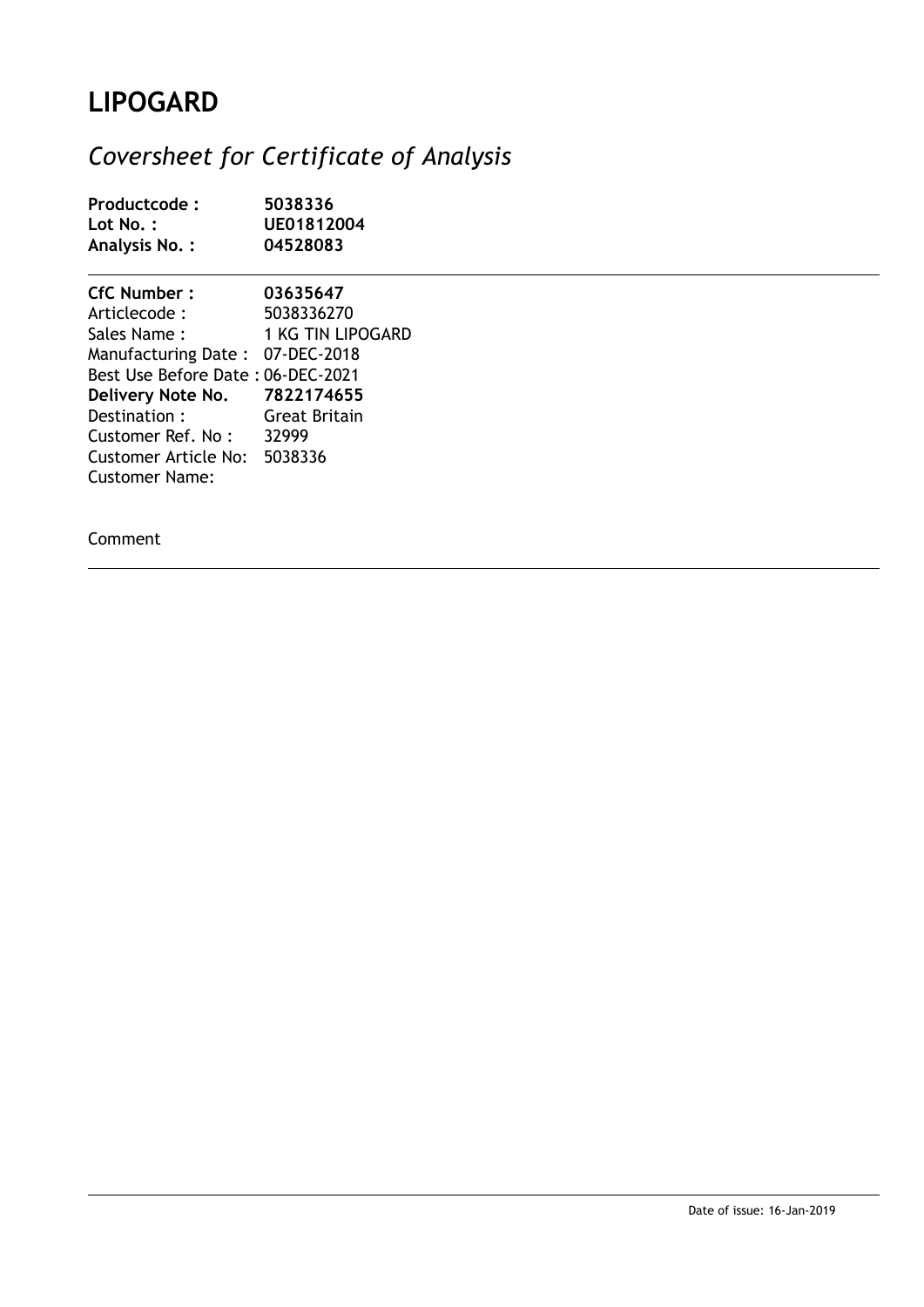# LIPOGARD

## *Coversheet for Certificate of Analysis*

**Productcode :** **5038336**
**Lot No. :** **UE01812004**
**Analysis No. :** **04528083**

---

**CfC Number :** **03635647**
Articlecode : 5038336270
Sales Name : 1 KG TIN LIPOGARD
Manufacturing Date : 07-DEC-2018
Best Use Before Date : 06-DEC-2021
**Delivery Note No.** **7822174655**
Destination : Great Britain
Customer Ref. No : 32999
Customer Article No: 5038336
Customer Name:

Comment

---

Date of issue: 16-Jan-2019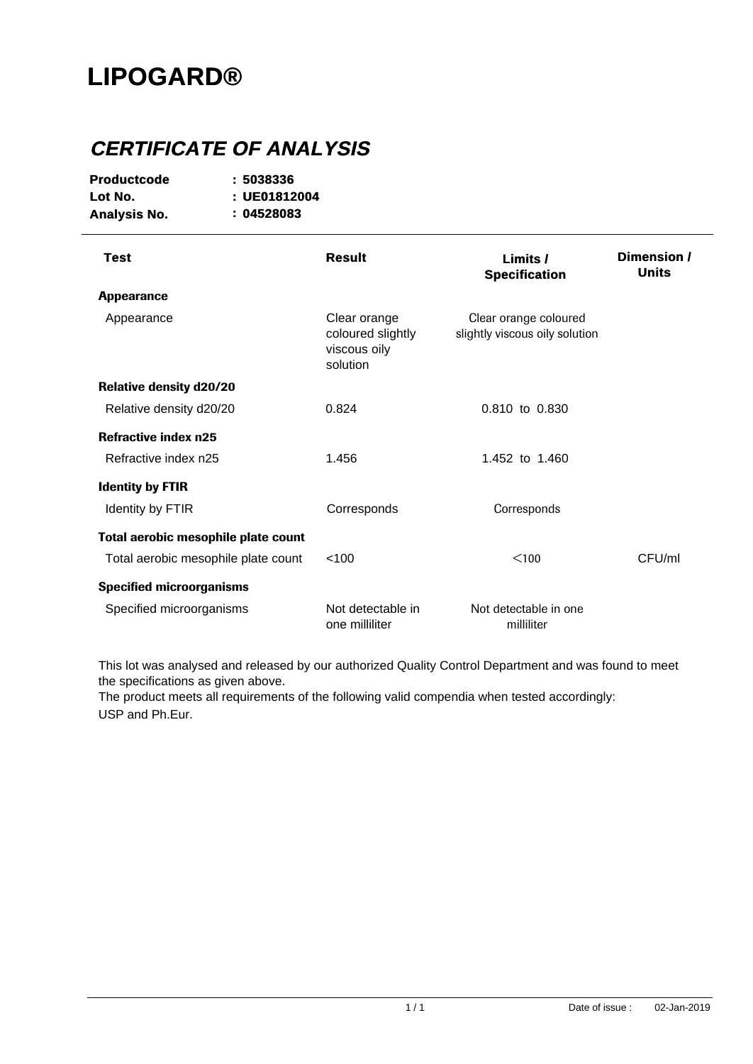# LIPOGARD®

## *CERTIFICATE OF ANALYSIS*

**Productcode** : **5038336**
**Lot No.** : **UE01812004**
**Analysis No.** : **04528083**

| Test | Result | Limits / Specification | Dimension / Units |
|---|---|---|---|
| **Appearance** | | | |
| Appearance | Clear orange coloured slightly viscous oily solution | Clear orange coloured slightly viscous oily solution | |
| **Relative density d20/20** | | | |
| Relative density d20/20 | 0.824 | 0.810 to 0.830 | |
| **Refractive index n25** | | | |
| Refractive index n25 | 1.456 | 1.452 to 1.460 | |
| **Identity by FTIR** | | | |
| Identity by FTIR | Corresponds | Corresponds | |
| **Total aerobic mesophile plate count** | | | |
| Total aerobic mesophile plate count | <100 | <100 | CFU/ml |
| **Specified microorganisms** | | | |
| Specified microorganisms | Not detectable in one milliliter | Not detectable in one milliliter | |

This lot was analysed and released by our authorized Quality Control Department and was found to meet the specifications as given above.
The product meets all requirements of the following valid compendia when tested accordingly:
USP and Ph.Eur.

Date of issue : 02-Jan-2019